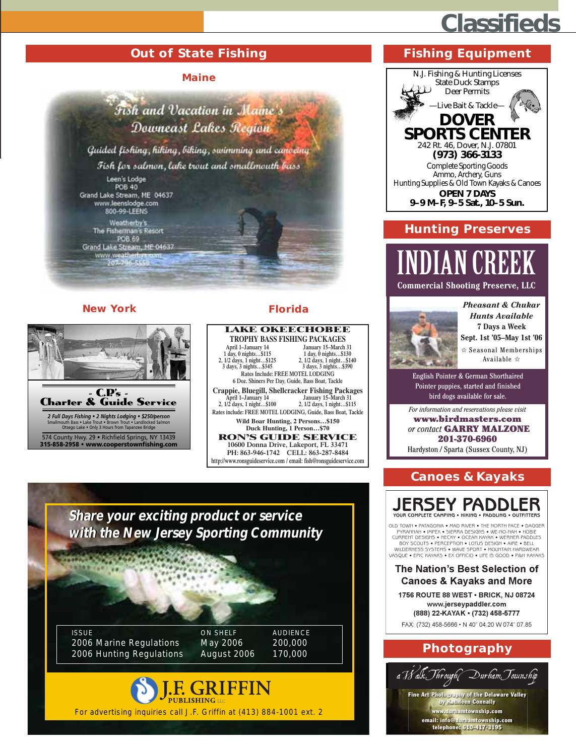# Classifieds

## Out of State Fishing

### Maine

*Fish and Vacation in Maine's Downeast Lakes Region*

*Guided fishing, hiking, biking, swimming and canoeing*

*Fish for salmon, lake trout and smallmouth bass*

Leen's Lodge
POB 40
Grand Lake Stream, ME 04637
www.leenslodge.com
800-99-LEENS

Weatherby's
The Fisherman's Resort
POB 69
Grand Lake Stream, ME 04637
www.weatherbys.com
207-796-5558

### New York

**- C.P.'s -**
**Charter & Guide Service**

*2 Full Days Fishing • 2 Nights Lodging • $250/person*
Smallmouth Bass • Lake Trout • Brown Trout • Landlocked Salmon
Otsego Lake • Only 3 Hours from Tapanzee Bridge

574 County Hwy. 29 • Richfield Springs, NY 13439
**315-858-2958 • www.cooperstownfishing.com**

### Florida

**LAKE OKEECHOBEE**
**TROPHY BASS FISHING PACKAGES**

| April 1–January 14 | January 15–March 31 |
|---|---|
| 1 day, 0 nights…$115 | 1 day, 0 nights…$130 |
| 2, 1/2 days, 1 night…$125 | 2, 1/2 days, 1 night…$140 |
| 3 days, 3 nights…$345 | 3 days, 3 nights…$390 |

Rates Include: FREE MOTEL LODGING
6 Doz. Shiners Per Day, Guide, Bass Boat, Tackle

**Crappie, Bluegill, Shellcracker Fishing Packages**

| April 1–January 14 | January 15–March 31 |
|---|---|
| 2, 1/2 days, 1 night…$100 | 2, 1/2 days, 1 night…$115 |

Rates include: FREE MOTEL LODGING, Guide, Bass Boat, Tackle

**Wild Boar Hunting, 2 Persons…$150**
**Duck Hunting, 1 Person…$70**

**RON'S GUIDE SERVICE**
10600 Donna Drive, Lakeport, FL 33471
PH: 863-946-1742 CELL: 863-287-8484
http://www.ronsguideservice.com / email: fish@ronsguideservice.com

***Share your exciting product or service with the New Jersey Sporting Community***

| ISSUE | ON SHELF | AUDIENCE |
|---|---|---|
| 2006 Marine Regulations | May 2006 | 200,000 |
| 2006 Hunting Regulations | August 2006 | 170,000 |

**J.F. GRIFFIN PUBLISHING LLC**

For advertising inquiries call J.F. Griffin at (413) 884-1001 ext. 2

## Fishing Equipment

N.J. Fishing & Hunting Licenses
State Duck Stamps
Deer Permits
—Live Bait & Tackle—

**DOVER SPORTS CENTER**
242 Rt. 46, Dover, N.J. 07801
**(973) 366-3133**
Complete Sporting Goods
Ammo, Archery, Guns
Hunting Supplies & Old Town Kayaks & Canoes
**OPEN 7 DAYS**
**9–9 M–F, 9–5 Sat., 10–5 Sun.**

## Hunting Preserves

**INDIAN CREEK**
**Commercial Shooting Preserve, LLC**

***Pheasant & Chukar Hunts Available***
**7 Days a Week**
**Sept. 1st '05–May 1st '06**
☆ Seasonal Memberships Available ☆

English Pointer & German Shorthaired Pointer puppies, started and finished bird dogs available for sale.

*For information and reservations please visit*
**www.birdmasters.com**
*or contact* **GARRY MALZONE**
**201-370-6960**
Hardyston / Sparta (Sussex County, NJ)

## Canoes & Kayaks

**JERSEY PADDLER**
YOUR COMPLETE CAMPING • HIKING • PADDLING • OUTFITTERS

OLD TOWN • PATAGONIA • MAD RIVER • THE NORTH FACE • DAGGER
PYRANHA • IMPEX • SIERRA DESIGNS • WE-NO-NAH • HOBIE
CURRENT DESIGNS • NECKY • OCEAN KAYAK • WERNER PADDLES
BOY SCOUTS • PERCEPTION • LOTUS DESIGN • AIRE • BELL
WILDERNESS SYSTEMS • WAVE SPORT • MOUNTAIN HARDWEAR
VASQUE • EPIC KAYAKS • EX OFFICIO • LIFE IS GOOD • P&H KAYAKS

**The Nation's Best Selection of Canoes & Kayaks and More**

**1756 ROUTE 88 WEST • BRICK, NJ 08724**
**www.jerseypaddler.com**
**(888) 22-KAYAK • (732) 458-5777**
FAX: (732) 458-5666 • N 40° 04.20 W 074° 07.85

## Photography

*a Walk Through Durham Township*

**Fine Art Photography of the Delaware Valley by Kathleen Connally**
**www.durhamtownship.com**
**email: info@durhamtownship.com**
**telephone: 610-417-3195**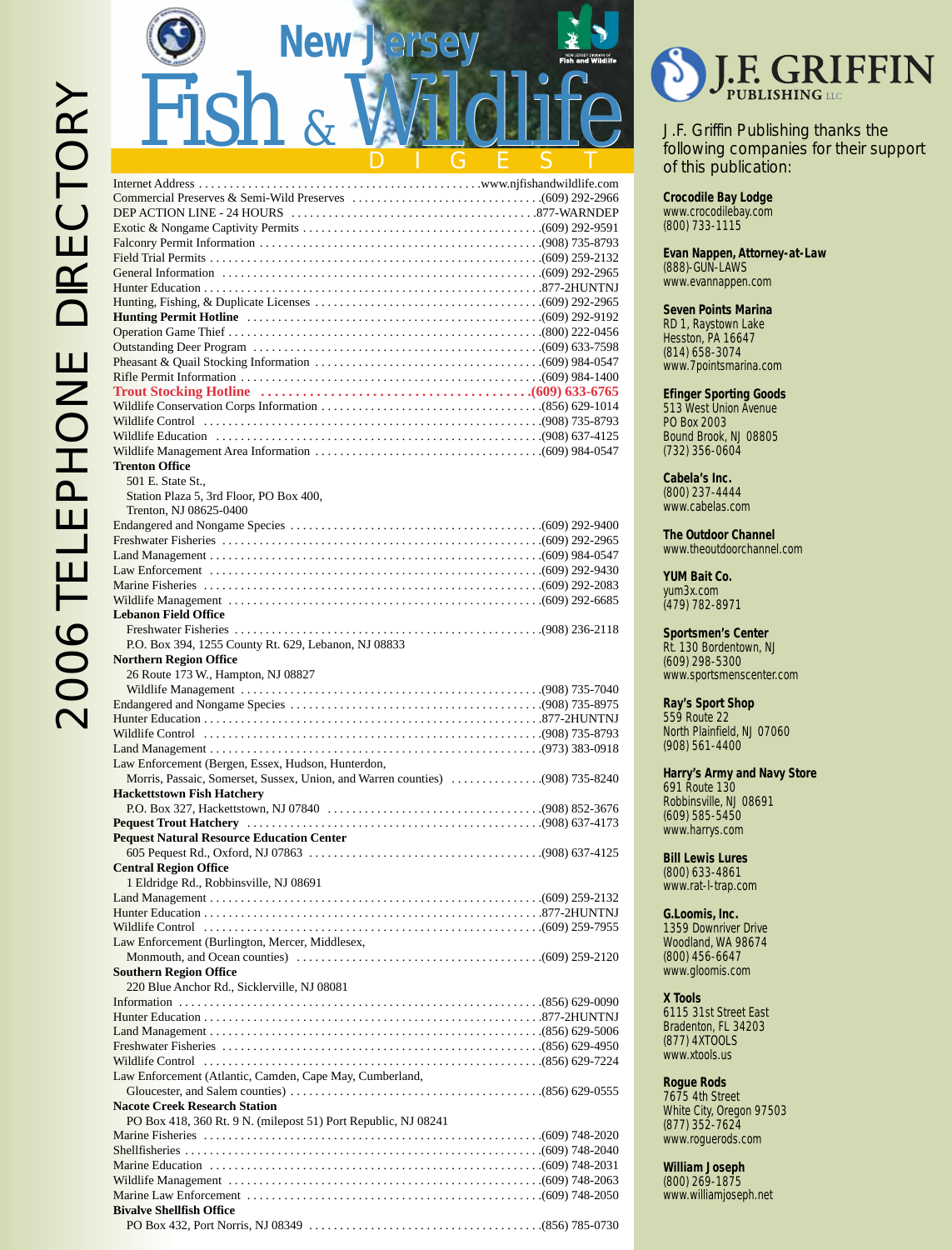# 2006 TELEPHONE DIRECTORY

## New Jersey Fish & Wildlife DIGEST

| | |
|---|---|
| Internet Address | www.njfishandwildlife.com |
| Commercial Preserves & Semi-Wild Preserves | (609) 292-2966 |
| DEP ACTION LINE - 24 HOURS | 877-WARNDEP |
| Exotic & Nongame Captivity Permits | (609) 292-9591 |
| Falconry Permit Information | (908) 735-8793 |
| Field Trial Permits | (609) 259-2132 |
| General Information | (609) 292-2965 |
| Hunter Education | 877-2HUNTNJ |
| Hunting, Fishing, & Duplicate Licenses | (609) 292-2965 |
| **Hunting Permit Hotline** | (609) 292-9192 |
| Operation Game Thief | (800) 222-0456 |
| Outstanding Deer Program | (609) 633-7598 |
| Pheasant & Quail Stocking Information | (609) 984-0547 |
| Rifle Permit Information | (609) 984-1400 |
| **Trout Stocking Hotline** | **(609) 633-6765** |
| Wildlife Conservation Corps Information | (856) 629-1014 |
| Wildlife Control | (908) 735-8793 |
| Wildlife Education | (908) 637-4125 |
| Wildlife Management Area Information | (609) 984-0547 |

**Trenton Office**
501 E. State St.,
Station Plaza 5, 3rd Floor, PO Box 400,
Trenton, NJ 08625-0400

| | |
|---|---|
| Endangered and Nongame Species | (609) 292-9400 |
| Freshwater Fisheries | (609) 292-2965 |
| Land Management | (609) 984-0547 |
| Law Enforcement | (609) 292-9430 |
| Marine Fisheries | (609) 292-2083 |
| Wildlife Management | (609) 292-6685 |

**Lebanon Field Office**

| | |
|---|---|
| Freshwater Fisheries | (908) 236-2118 |

P.O. Box 394, 1255 County Rt. 629, Lebanon, NJ 08833

**Northern Region Office**
26 Route 173 W., Hampton, NJ 08827

| | |
|---|---|
| Wildlife Management | (908) 735-7040 |
| Endangered and Nongame Species | (908) 735-8975 |
| Hunter Education | 877-2HUNTNJ |
| Wildlife Control | (908) 735-8793 |
| Land Management | (973) 383-0918 |
| Law Enforcement (Bergen, Essex, Hudson, Hunterdon, Morris, Passaic, Somerset, Sussex, Union, and Warren counties) | (908) 735-8240 |

**Hackettstown Fish Hatchery**

| | |
|---|---|
| P.O. Box 327, Hackettstown, NJ 07840 | (908) 852-3676 |
| **Pequest Trout Hatchery** | (908) 637-4173 |

**Pequest Natural Resource Education Center**

| | |
|---|---|
| 605 Pequest Rd., Oxford, NJ 07863 | (908) 637-4125 |

**Central Region Office**
1 Eldridge Rd., Robbinsville, NJ 08691

| | |
|---|---|
| Land Management | (609) 259-2132 |
| Hunter Education | 877-2HUNTNJ |
| Wildlife Control | (609) 259-7955 |
| Law Enforcement (Burlington, Mercer, Middlesex, Monmouth, and Ocean counties) | (609) 259-2120 |

**Southern Region Office**
220 Blue Anchor Rd., Sicklerville, NJ 08081

| | |
|---|---|
| Information | (856) 629-0090 |
| Hunter Education | 877-2HUNTNJ |
| Land Management | (856) 629-5006 |
| Freshwater Fisheries | (856) 629-4950 |
| Wildlife Control | (856) 629-7224 |
| Law Enforcement (Atlantic, Camden, Cape May, Cumberland, Gloucester, and Salem counties) | (856) 629-0555 |

**Nacote Creek Research Station**
PO Box 418, 360 Rt. 9 N. (milepost 51) Port Republic, NJ 08241

| | |
|---|---|
| Marine Fisheries | (609) 748-2020 |
| Shellfisheries | (609) 748-2040 |
| Marine Education | (609) 748-2031 |
| Wildlife Management | (609) 748-2063 |
| Marine Law Enforcement | (609) 748-2050 |

**Bivalve Shellfish Office**

| | |
|---|---|
| PO Box 432, Port Norris, NJ 08349 | (856) 785-0730 |

---

## J.F. GRIFFIN PUBLISHING LLC

J.F. Griffin Publishing thanks the following companies for their support of this publication:

**Crocodile Bay Lodge**
www.crocodilebay.com
(800) 733-1115

**Evan Nappen, Attorney-at-Law**
(888)-GUN-LAWS
www.evannappen.com

**Seven Points Marina**
RD 1, Raystown Lake
Hesston, PA 16647
(814) 658-3074
www.7pointsmarina.com

**Efinger Sporting Goods**
513 West Union Avenue
PO Box 2003
Bound Brook, NJ 08805
(732) 356-0604

**Cabela's Inc.**
(800) 237-4444
www.cabelas.com

**The Outdoor Channel**
www.theoutdoorchannel.com

**YUM Bait Co.**
yum3x.com
(479) 782-8971

**Sportsmen's Center**
Rt. 130 Bordentown, NJ
(609) 298-5300
www.sportsmenscenter.com

**Ray's Sport Shop**
559 Route 22
North Plainfield, NJ 07060
(908) 561-4400

**Harry's Army and Navy Store**
691 Route 130
Robbinsville, NJ 08691
(609) 585-5450
www.harrys.com

**Bill Lewis Lures**
(800) 633-4861
www.rat-l-trap.com

**G.Loomis, Inc.**
1359 Downriver Drive
Woodland, WA 98674
(800) 456-6647
www.gloomis.com

**X Tools**
6115 31st Street East
Bradenton, FL 34203
(877) 4XTOOLS
www.xtools.us

**Rogue Rods**
7675 4th Street
White City, Oregon 97503
(877) 352-7624
www.roguerods.com

**William Joseph**
(800) 269-1875
www.williamjoseph.net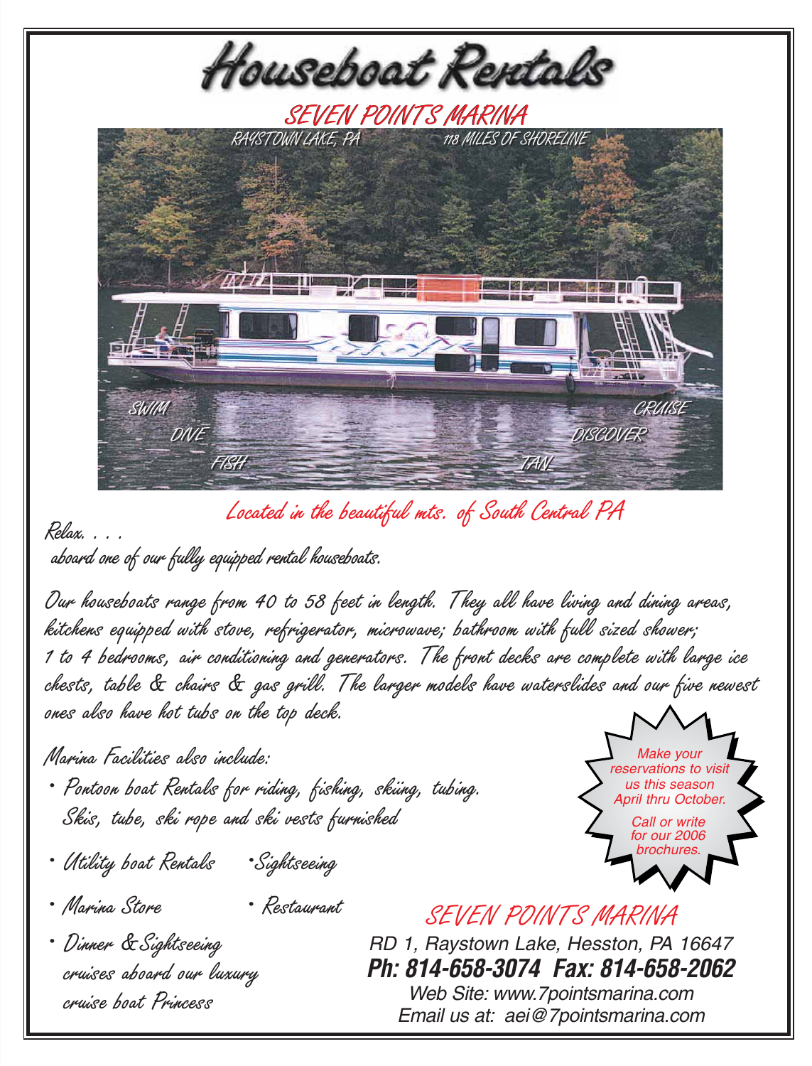# Houseboat Rentals

## SEVEN POINTS MARINA

RAYSTOWN LAKE, PA — 118 MILES OF SHORELINE

SWIM — DIVE — FISH — CRUISE — DISCOVER — TAN

*Located in the beautiful mts. of South Central PA*

*Relax. . . .*
*aboard one of our fully equipped rental houseboats.*

*Our houseboats range from 40 to 58 feet in length. They all have living and dining areas, kitchens equipped with stove, refrigerator, microwave; bathroom with full sized shower; 1 to 4 bedrooms, air conditioning and generators. The front decks are complete with large ice chests, table & chairs & gas grill. The larger models have waterslides and our five newest ones also have hot tubs on the top deck.*

*Marina Facilities also include:*

- *Pontoon boat Rentals for riding, fishing, skiing, tubing. Skis, tube, ski rope and ski vests furnished*
- *Utility boat Rentals*
- *Sightseeing*
- *Marina Store*
- *Restaurant*
- *Dinner & Sightseeing cruises aboard our luxury cruise boat Princess*

*Make your reservations to visit us this season April thru October.*

*Call or write for our 2006 brochures.*

## SEVEN POINTS MARINA

RD 1, Raystown Lake, Hesston, PA 16647
**Ph: 814-658-3074 Fax: 814-658-2062**
Web Site: www.7pointsmarina.com
Email us at: aei@7pointsmarina.com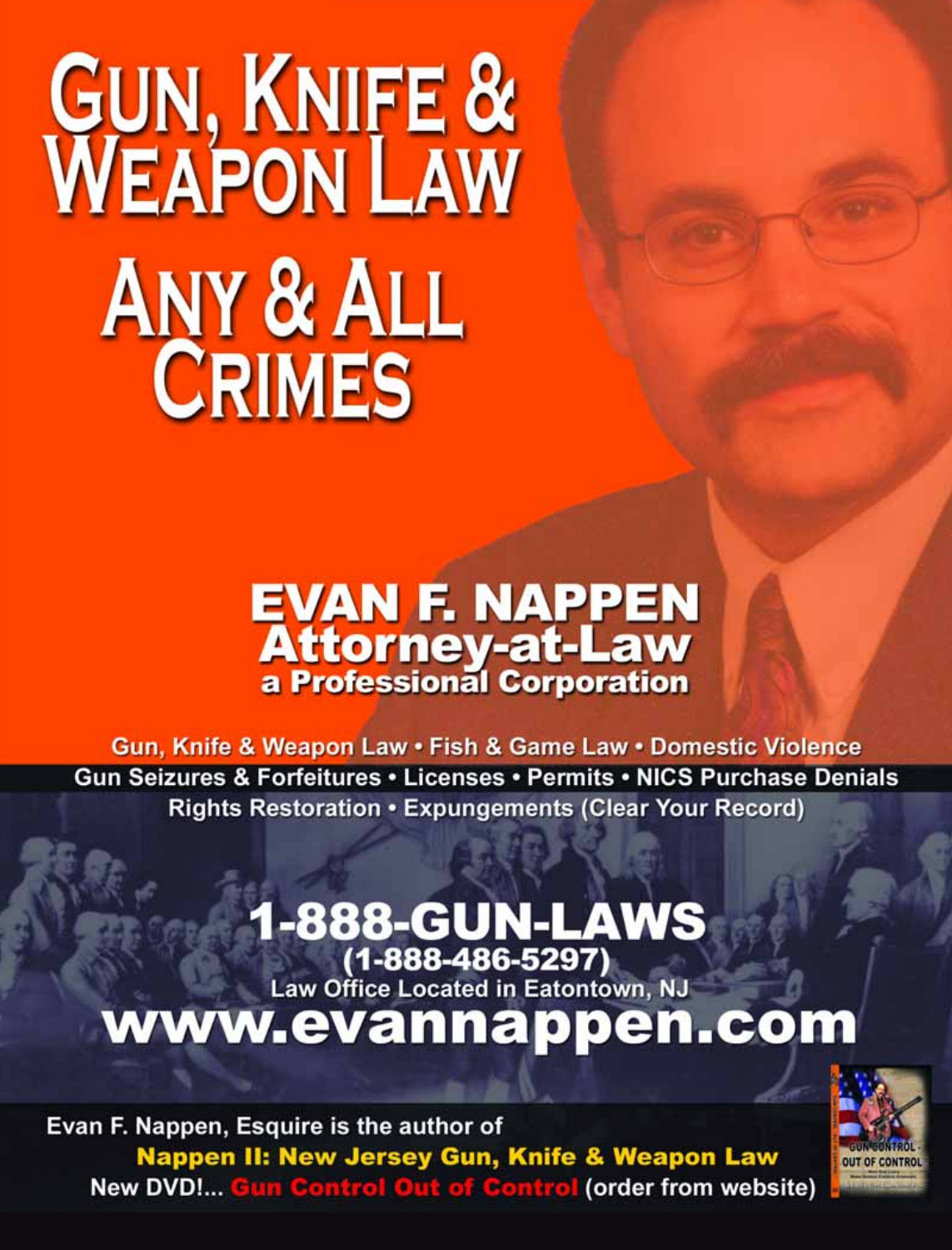# GUN, KNIFE & WEAPON LAW

# ANY & ALL CRIMES

## EVAN F. NAPPEN
### Attorney-at-Law
### a Professional Corporation

Gun, Knife & Weapon Law • Fish & Game Law • Domestic Violence
Gun Seizures & Forfeitures • Licenses • Permits • NICS Purchase Denials
Rights Restoration • Expungements (Clear Your Record)

## 1-888-GUN-LAWS
**(1-888-486-5297)**

Law Office Located in Eatontown, NJ

## www.evannappen.com

Evan F. Nappen, Esquire is the author of
**Nappen II: New Jersey Gun, Knife & Weapon Law**
New DVD!... **Gun Control Out of Control** (order from website)